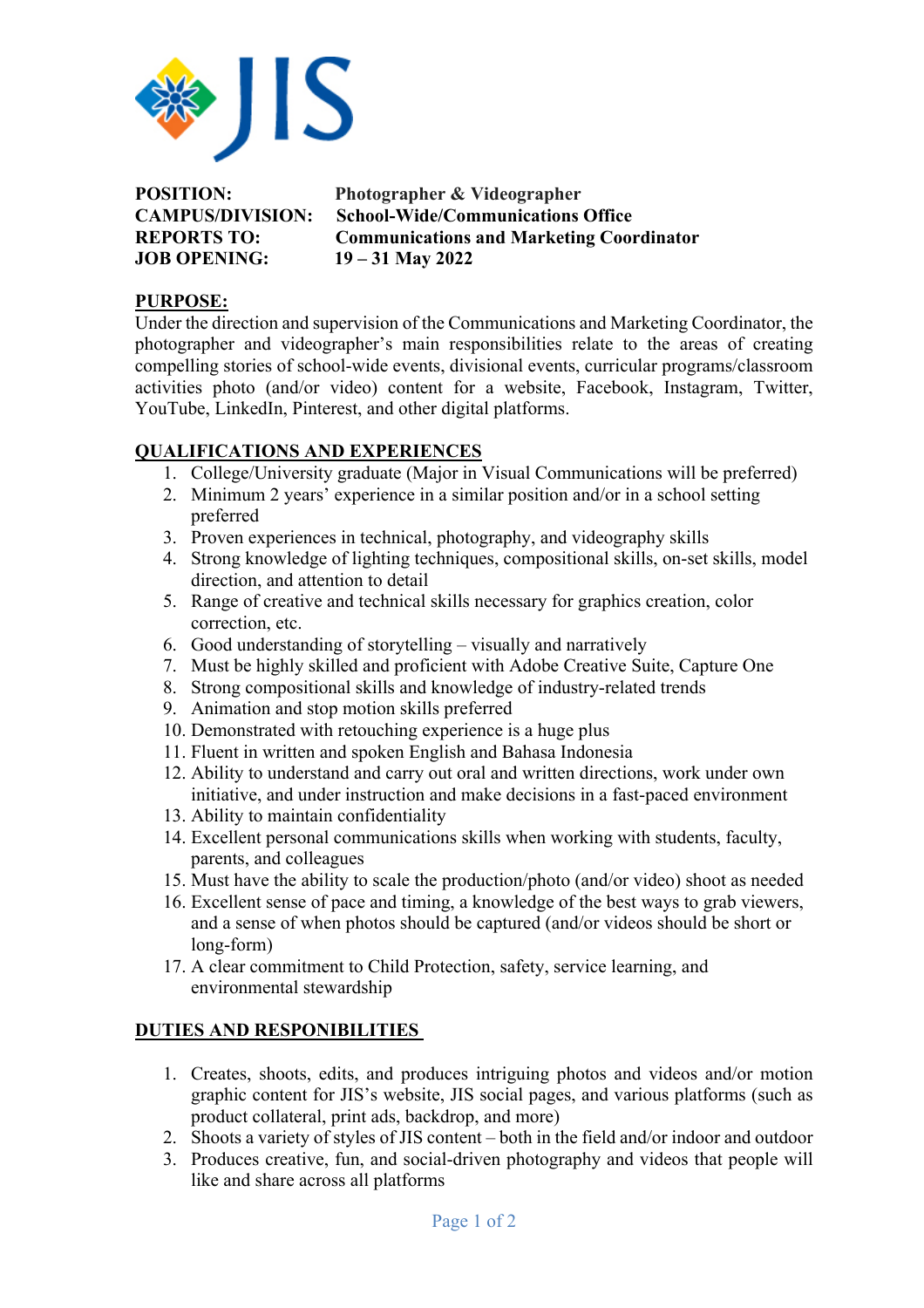JIS

**POSITION:** Photographer & Videographer
**CAMPUS/DIVISION:** School-Wide/Communications Office
**REPORTS TO:** Communications and Marketing Coordinator
**JOB OPENING:** 19 – 31 May 2022

## PURPOSE:

Under the direction and supervision of the Communications and Marketing Coordinator, the photographer and videographer's main responsibilities relate to the areas of creating compelling stories of school-wide events, divisional events, curricular programs/classroom activities photo (and/or video) content for a website, Facebook, Instagram, Twitter, YouTube, LinkedIn, Pinterest, and other digital platforms.

## QUALIFICATIONS AND EXPERIENCES

1. College/University graduate (Major in Visual Communications will be preferred)
2. Minimum 2 years' experience in a similar position and/or in a school setting preferred
3. Proven experiences in technical, photography, and videography skills
4. Strong knowledge of lighting techniques, compositional skills, on-set skills, model direction, and attention to detail
5. Range of creative and technical skills necessary for graphics creation, color correction, etc.
6. Good understanding of storytelling – visually and narratively
7. Must be highly skilled and proficient with Adobe Creative Suite, Capture One
8. Strong compositional skills and knowledge of industry-related trends
9. Animation and stop motion skills preferred
10. Demonstrated with retouching experience is a huge plus
11. Fluent in written and spoken English and Bahasa Indonesia
12. Ability to understand and carry out oral and written directions, work under own initiative, and under instruction and make decisions in a fast-paced environment
13. Ability to maintain confidentiality
14. Excellent personal communications skills when working with students, faculty, parents, and colleagues
15. Must have the ability to scale the production/photo (and/or video) shoot as needed
16. Excellent sense of pace and timing, a knowledge of the best ways to grab viewers, and a sense of when photos should be captured (and/or videos should be short or long-form)
17. A clear commitment to Child Protection, safety, service learning, and environmental stewardship

## DUTIES AND RESPONIBILITIES

1. Creates, shoots, edits, and produces intriguing photos and videos and/or motion graphic content for JIS's website, JIS social pages, and various platforms (such as product collateral, print ads, backdrop, and more)
2. Shoots a variety of styles of JIS content – both in the field and/or indoor and outdoor
3. Produces creative, fun, and social-driven photography and videos that people will like and share across all platforms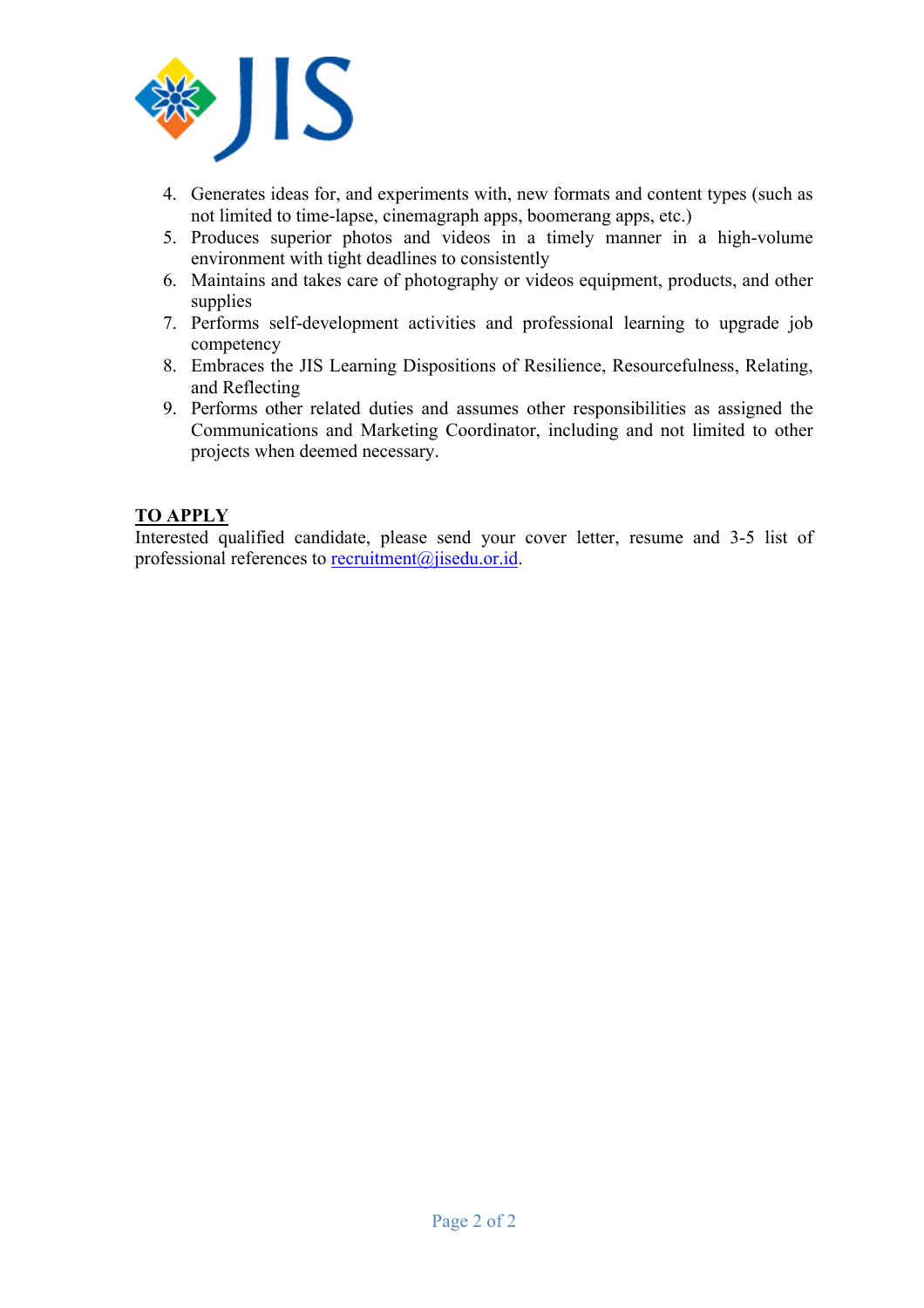4. Generates ideas for, and experiments with, new formats and content types (such as not limited to time-lapse, cinemagraph apps, boomerang apps, etc.)
5. Produces superior photos and videos in a timely manner in a high-volume environment with tight deadlines to consistently
6. Maintains and takes care of photography or videos equipment, products, and other supplies
7. Performs self-development activities and professional learning to upgrade job competency
8. Embraces the JIS Learning Dispositions of Resilience, Resourcefulness, Relating, and Reflecting
9. Performs other related duties and assumes other responsibilities as assigned the Communications and Marketing Coordinator, including and not limited to other projects when deemed necessary.

**TO APPLY**

Interested qualified candidate, please send your cover letter, resume and 3-5 list of professional references to recruitment@jisedu.or.id.